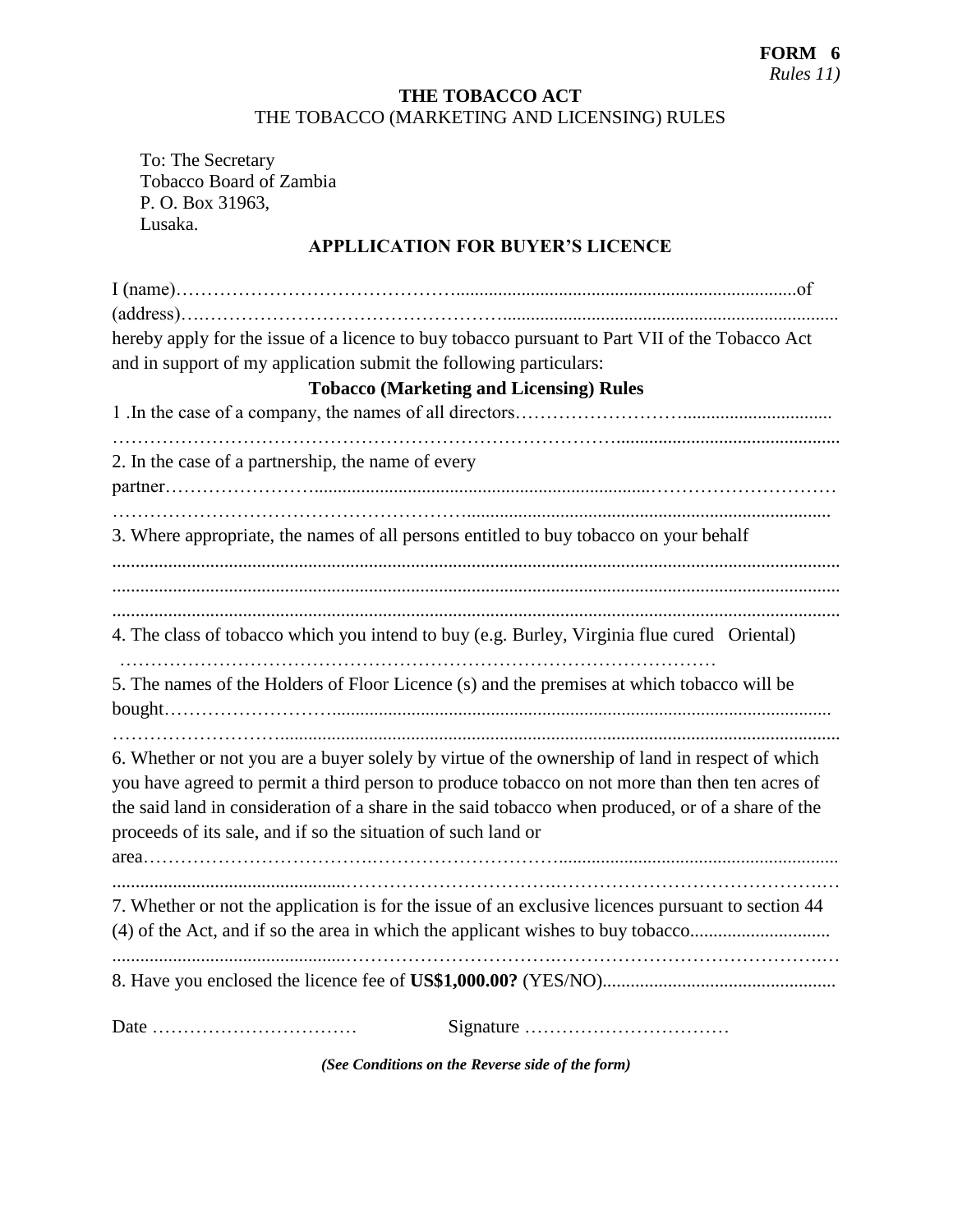**FORM 6**
*Rules 11)*

**THE TOBACCO ACT**

THE TOBACCO (MARKETING AND LICENSING) RULES

To: The Secretary
Tobacco Board of Zambia
P. O. Box 31963,
Lusaka.

**APPLLICATION FOR BUYER'S LICENCE**

I (name)…………………………………….........................................................................of (address)….…………………………………………........................................................................ hereby apply for the issue of a licence to buy tobacco pursuant to Part VII of the Tobacco Act and in support of my application submit the following particulars:

**Tobacco (Marketing and Licensing) Rules**

1 .In the case of a company, the names of all directors……………………….................................
…………………………………………………………………………...............................................

2. In the case of a partnership, the name of every partner……………………..........................................................................…………………………
………………………………………………….................................................................................

3. Where appropriate, the names of all persons entitled to buy tobacco on your behalf
.........................................................................................................................................................
.........................................................................................................................................................
.........................................................................................................................................................

4. The class of tobacco which you intend to buy (e.g. Burley, Virginia flue cured Oriental)
……………………………………………………………………………………

5. The names of the Holders of Floor Licence (s) and the premises at which tobacco will be bought……………………..........................................................................................................
……………………........................................................................................................................

6. Whether or not you are a buyer solely by virtue of the ownership of land in respect of which you have agreed to permit a third person to produce tobacco on not more than then ten acres of the said land in consideration of a share in the said tobacco when produced, or of a share of the proceeds of its sale, and if so the situation of such land or area……………………………….………………………….............................................................
..................................................……………………………..………………………………….…

7. Whether or not the application is for the issue of an exclusive licences pursuant to section 44 (4) of the Act, and if so the area in which the applicant wishes to buy tobacco..............................
..................................................…………………………..………………………………………

8. Have you enclosed the licence fee of **US$1,000.00?** (YES/NO)..................................................

Date …………………………… Signature ……………………………

***(See Conditions on the Reverse side of the form)***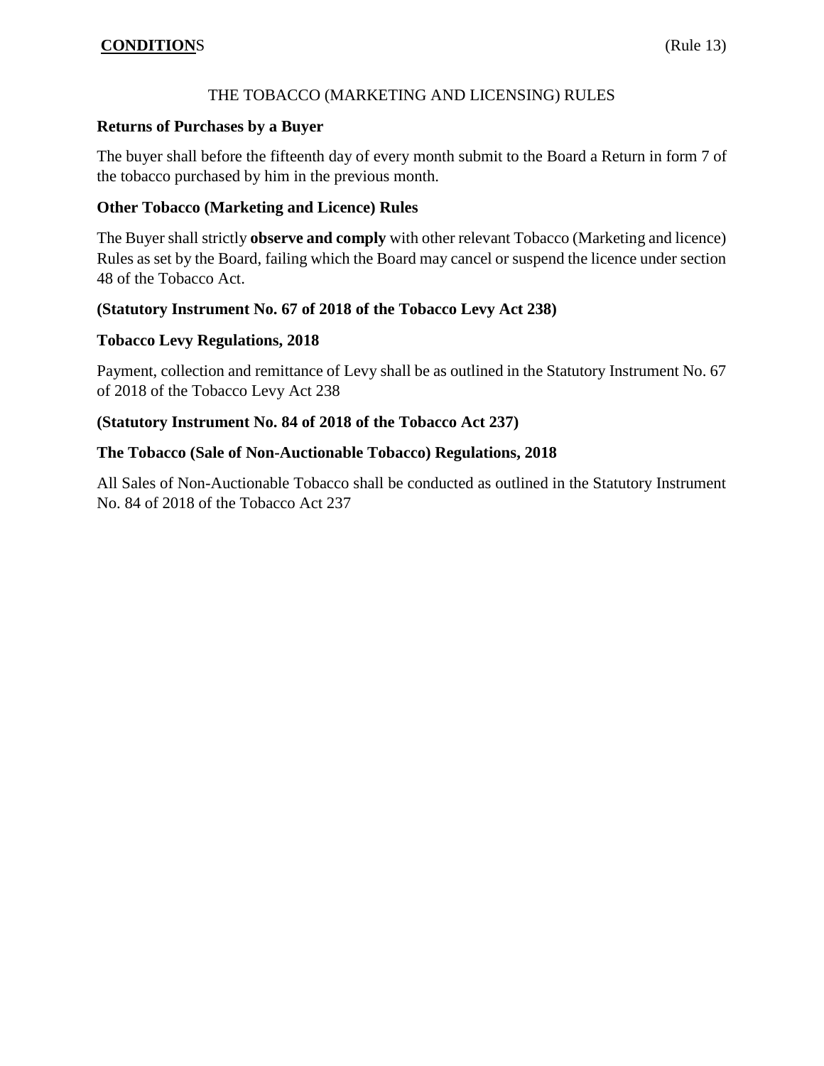**CONDITIONS** (Rule 13)

THE TOBACCO (MARKETING AND LICENSING) RULES

**Returns of Purchases by a Buyer**

The buyer shall before the fifteenth day of every month submit to the Board a Return in form 7 of the tobacco purchased by him in the previous month.

**Other Tobacco (Marketing and Licence) Rules**

The Buyer shall strictly **observe and comply** with other relevant Tobacco (Marketing and licence) Rules as set by the Board, failing which the Board may cancel or suspend the licence under section 48 of the Tobacco Act.

**(Statutory Instrument No. 67 of 2018 of the Tobacco Levy Act 238)**

**Tobacco Levy Regulations, 2018**

Payment, collection and remittance of Levy shall be as outlined in the Statutory Instrument No. 67 of 2018 of the Tobacco Levy Act 238

**(Statutory Instrument No. 84 of 2018 of the Tobacco Act 237)**

**The Tobacco (Sale of Non-Auctionable Tobacco) Regulations, 2018**

All Sales of Non-Auctionable Tobacco shall be conducted as outlined in the Statutory Instrument No. 84 of 2018 of the Tobacco Act 237